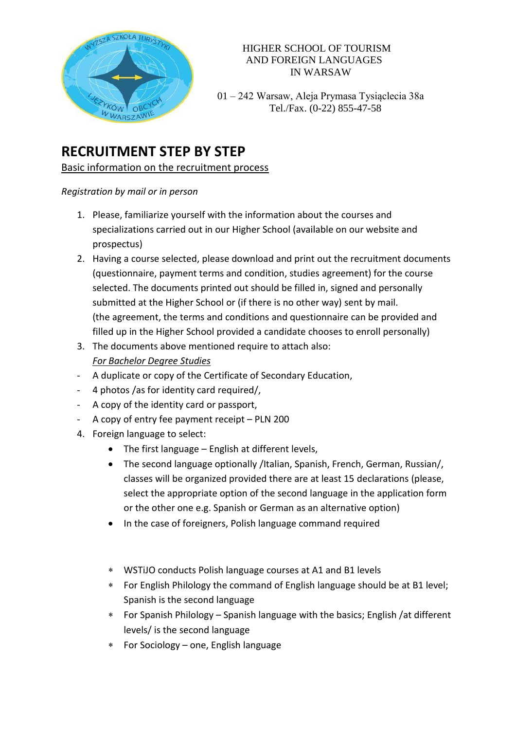HIGHER SCHOOL OF TOURISM
AND FOREIGN LANGUAGES
IN WARSAW

01 – 242 Warsaw, Aleja Prymasa Tysiąclecia 38a
Tel./Fax. (0-22) 855-47-58

# RECRUITMENT STEP BY STEP

Basic information on the recruitment process

*Registration by mail or in person*

1. Please, familiarize yourself with the information about the courses and specializations carried out in our Higher School (available on our website and prospectus)
2. Having a course selected, please download and print out the recruitment documents (questionnaire, payment terms and condition, studies agreement) for the course selected. The documents printed out should be filled in, signed and personally submitted at the Higher School or (if there is no other way) sent by mail.
(the agreement, the terms and conditions and questionnaire can be provided and filled up in the Higher School provided a candidate chooses to enroll personally)
3. The documents above mentioned require to attach also:
*For Bachelor Degree Studies*

- A duplicate or copy of the Certificate of Secondary Education,
- 4 photos /as for identity card required/,
- A copy of the identity card or passport,
- A copy of entry fee payment receipt – PLN 200

4. Foreign language to select:
    - The first language – English at different levels,
    - The second language optionally /Italian, Spanish, French, German, Russian/, classes will be organized provided there are at least 15 declarations (please, select the appropriate option of the second language in the application form or the other one e.g. Spanish or German as an alternative option)
    - In the case of foreigners, Polish language command required

    * WSTiJO conducts Polish language courses at A1 and B1 levels
    * For English Philology the command of English language should be at B1 level; Spanish is the second language
    * For Spanish Philology – Spanish language with the basics; English /at different levels/ is the second language
    * For Sociology – one, English language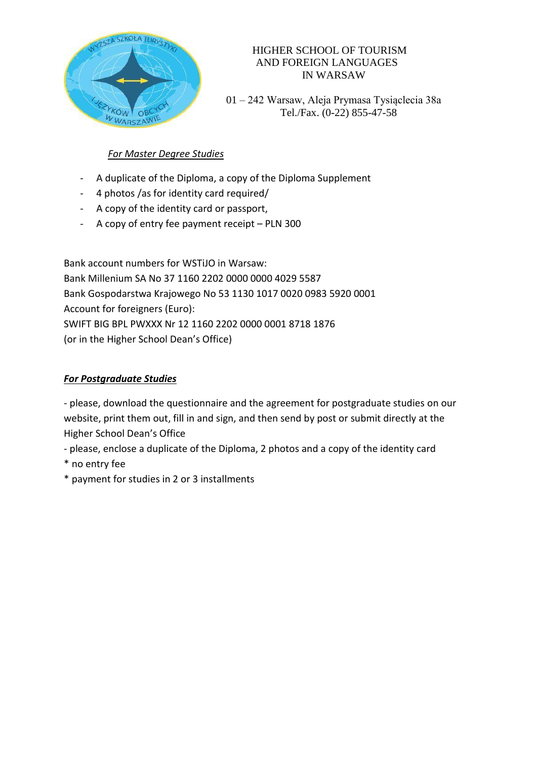HIGHER SCHOOL OF TOURISM AND FOREIGN LANGUAGES IN WARSAW

01 – 242 Warsaw, Aleja Prymasa Tysiąclecia 38a
Tel./Fax. (0-22) 855-47-58

*For Master Degree Studies*

- A duplicate of the Diploma, a copy of the Diploma Supplement
- 4 photos /as for identity card required/
- A copy of the identity card or passport,
- A copy of entry fee payment receipt – PLN 300

Bank account numbers for WSTiJO in Warsaw:
Bank Millenium SA No 37 1160 2202 0000 0000 4029 5587
Bank Gospodarstwa Krajowego No 53 1130 1017 0020 0983 5920 0001
Account for foreigners (Euro):
SWIFT BIG BPL PWXXX Nr 12 1160 2202 0000 0001 8718 1876
(or in the Higher School Dean's Office)

***For Postgraduate Studies***

- please, download the questionnaire and the agreement for postgraduate studies on our website, print them out, fill in and sign, and then send by post or submit directly at the Higher School Dean's Office
- please, enclose a duplicate of the Diploma, 2 photos and a copy of the identity card
* no entry fee
* payment for studies in 2 or 3 installments